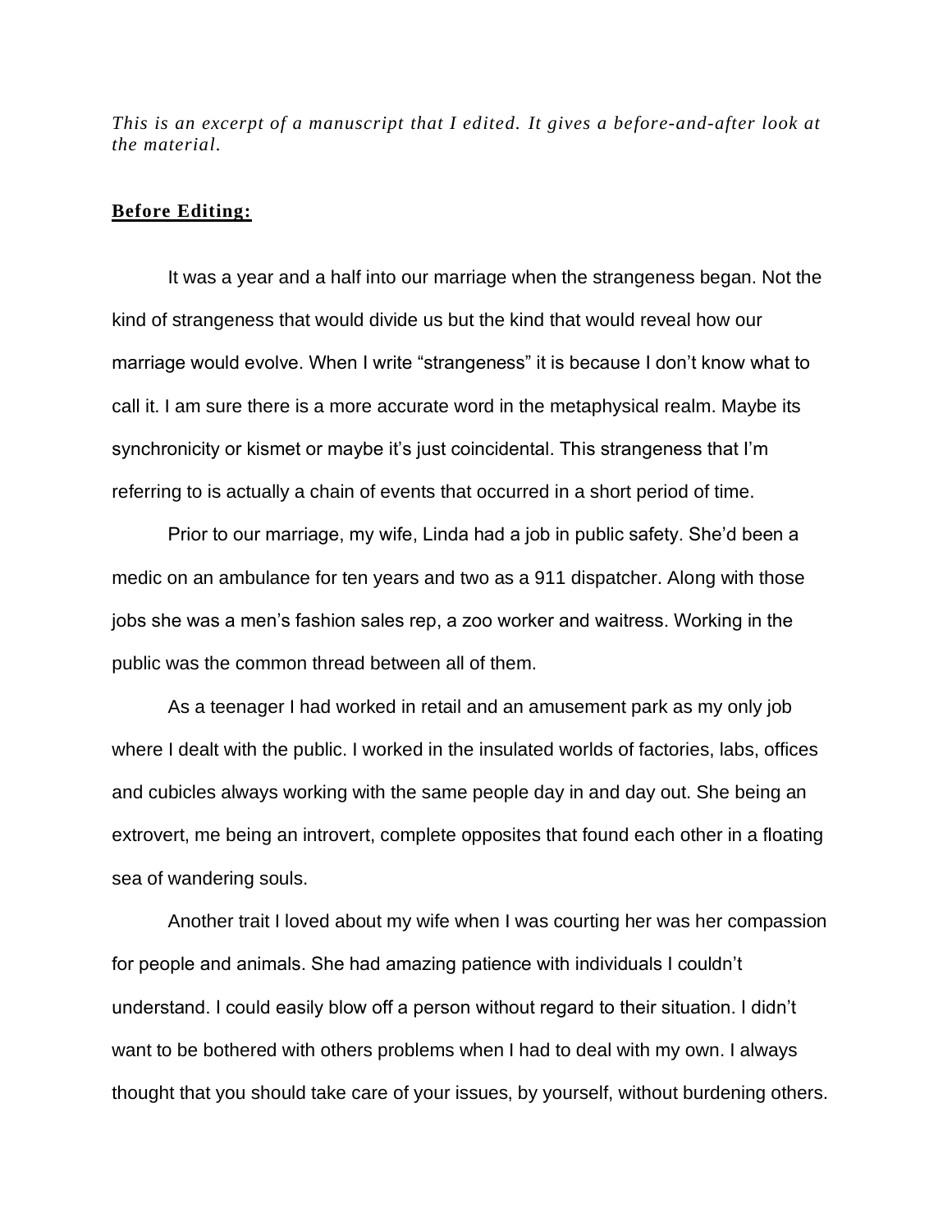*This is an excerpt of a manuscript that I edited. It gives a before-and-after look at the material.*

**Before Editing:**

It was a year and a half into our marriage when the strangeness began. Not the kind of strangeness that would divide us but the kind that would reveal how our marriage would evolve. When I write “strangeness” it is because I don’t know what to call it. I am sure there is a more accurate word in the metaphysical realm. Maybe its synchronicity or kismet or maybe it’s just coincidental. This strangeness that I’m referring to is actually a chain of events that occurred in a short period of time.

Prior to our marriage, my wife, Linda had a job in public safety. She’d been a medic on an ambulance for ten years and two as a 911 dispatcher. Along with those jobs she was a men’s fashion sales rep, a zoo worker and waitress. Working in the public was the common thread between all of them.

As a teenager I had worked in retail and an amusement park as my only job where I dealt with the public. I worked in the insulated worlds of factories, labs, offices and cubicles always working with the same people day in and day out. She being an extrovert, me being an introvert, complete opposites that found each other in a floating sea of wandering souls.

Another trait I loved about my wife when I was courting her was her compassion for people and animals. She had amazing patience with individuals I couldn’t understand. I could easily blow off a person without regard to their situation. I didn’t want to be bothered with others problems when I had to deal with my own. I always thought that you should take care of your issues, by yourself, without burdening others.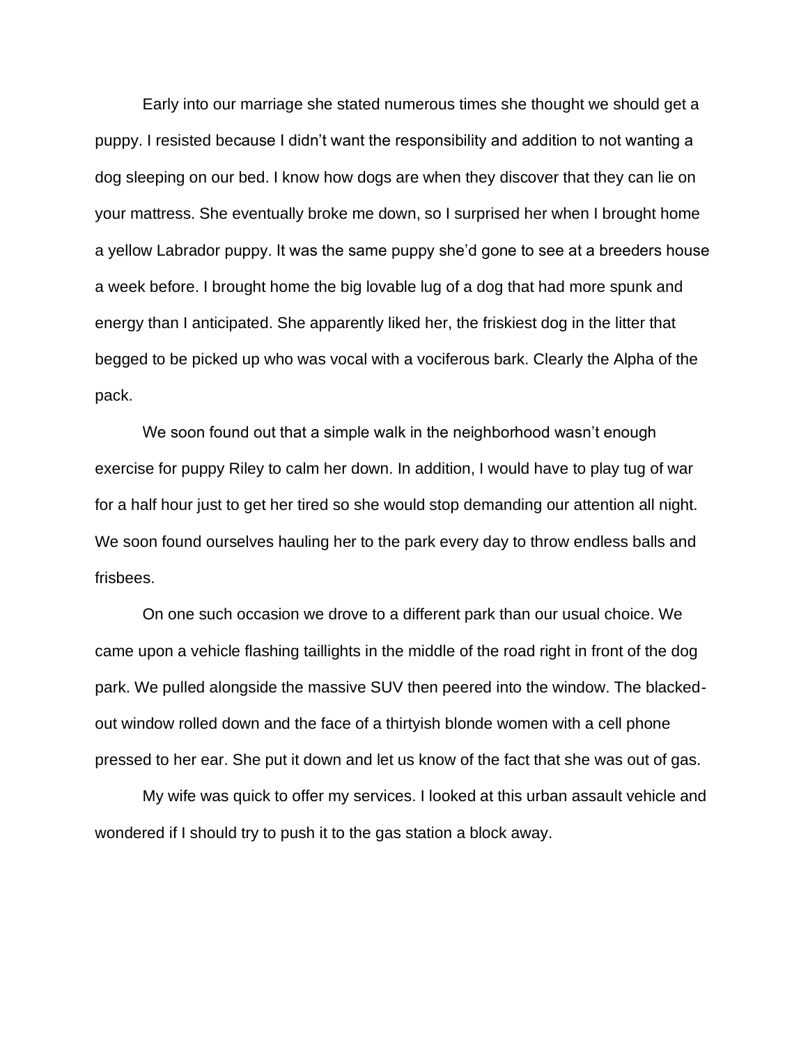Early into our marriage she stated numerous times she thought we should get a puppy. I resisted because I didn't want the responsibility and addition to not wanting a dog sleeping on our bed. I know how dogs are when they discover that they can lie on your mattress. She eventually broke me down, so I surprised her when I brought home a yellow Labrador puppy. It was the same puppy she'd gone to see at a breeders house a week before. I brought home the big lovable lug of a dog that had more spunk and energy than I anticipated. She apparently liked her, the friskiest dog in the litter that begged to be picked up who was vocal with a vociferous bark. Clearly the Alpha of the pack.

We soon found out that a simple walk in the neighborhood wasn't enough exercise for puppy Riley to calm her down. In addition, I would have to play tug of war for a half hour just to get her tired so she would stop demanding our attention all night. We soon found ourselves hauling her to the park every day to throw endless balls and frisbees.

On one such occasion we drove to a different park than our usual choice. We came upon a vehicle flashing taillights in the middle of the road right in front of the dog park. We pulled alongside the massive SUV then peered into the window. The blacked-out window rolled down and the face of a thirtyish blonde women with a cell phone pressed to her ear. She put it down and let us know of the fact that she was out of gas.

My wife was quick to offer my services. I looked at this urban assault vehicle and wondered if I should try to push it to the gas station a block away.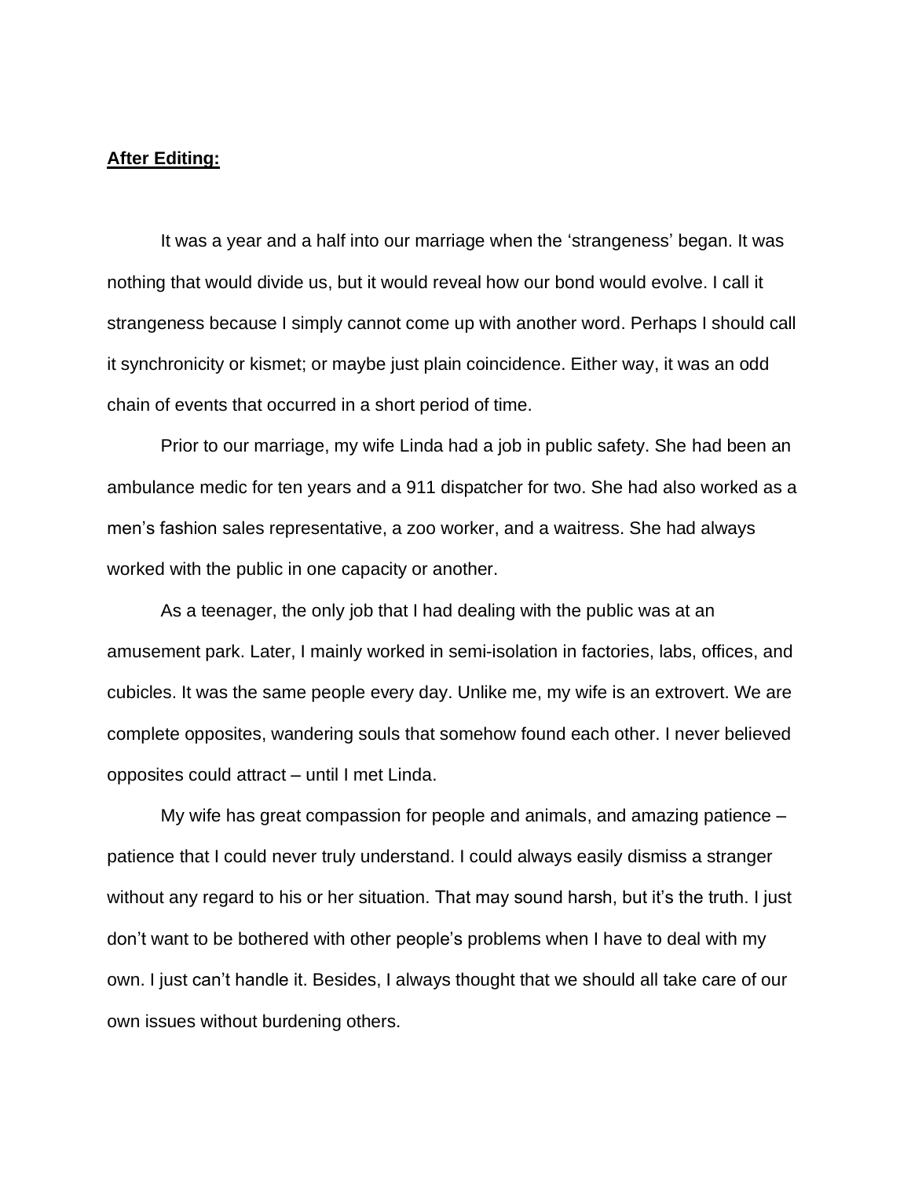**After Editing:**

It was a year and a half into our marriage when the ‘strangeness’ began. It was nothing that would divide us, but it would reveal how our bond would evolve. I call it strangeness because I simply cannot come up with another word. Perhaps I should call it synchronicity or kismet; or maybe just plain coincidence. Either way, it was an odd chain of events that occurred in a short period of time.

Prior to our marriage, my wife Linda had a job in public safety. She had been an ambulance medic for ten years and a 911 dispatcher for two. She had also worked as a men’s fashion sales representative, a zoo worker, and a waitress. She had always worked with the public in one capacity or another.

As a teenager, the only job that I had dealing with the public was at an amusement park. Later, I mainly worked in semi-isolation in factories, labs, offices, and cubicles. It was the same people every day. Unlike me, my wife is an extrovert. We are complete opposites, wandering souls that somehow found each other. I never believed opposites could attract – until I met Linda.

My wife has great compassion for people and animals, and amazing patience – patience that I could never truly understand. I could always easily dismiss a stranger without any regard to his or her situation. That may sound harsh, but it’s the truth. I just don’t want to be bothered with other people’s problems when I have to deal with my own. I just can’t handle it. Besides, I always thought that we should all take care of our own issues without burdening others.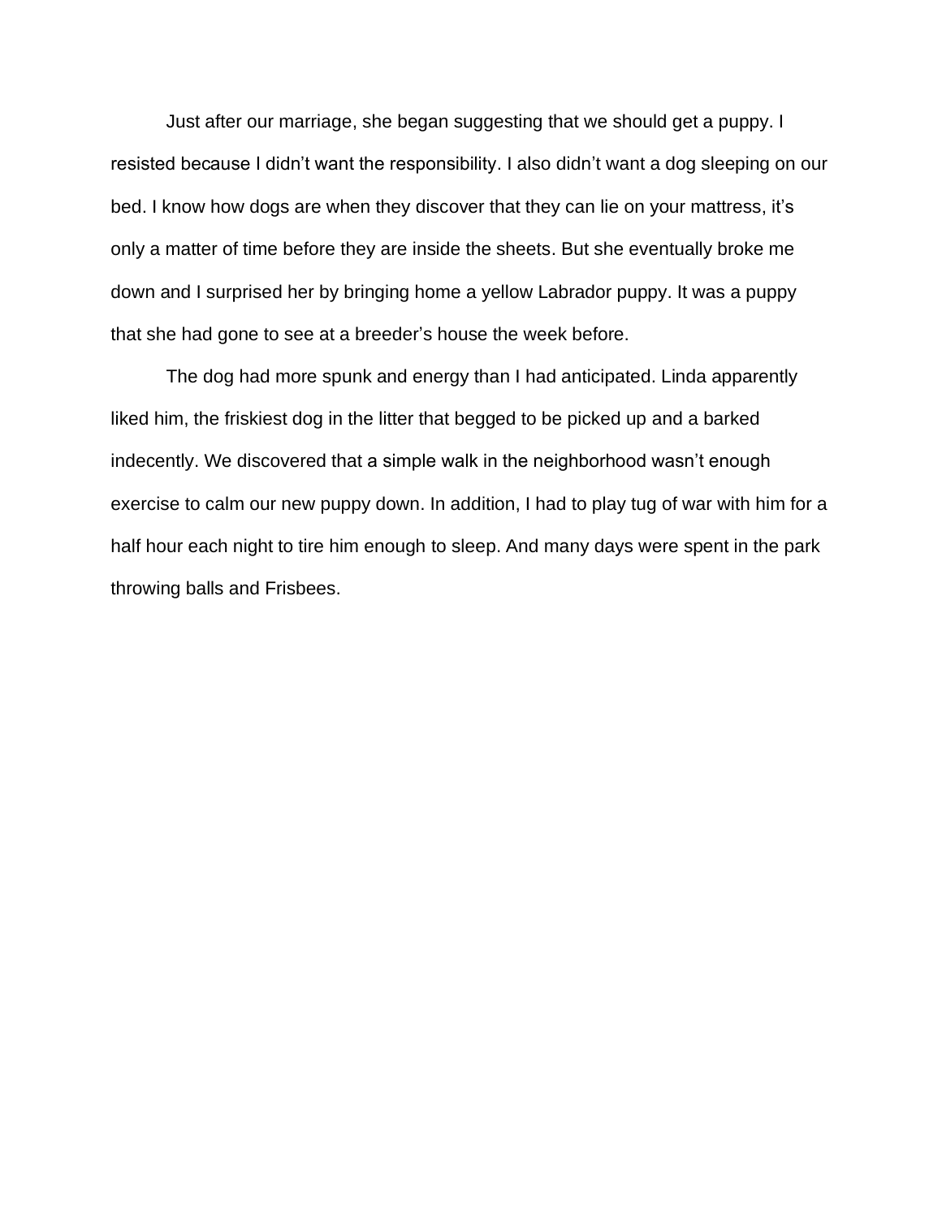Just after our marriage, she began suggesting that we should get a puppy. I resisted because I didn't want the responsibility. I also didn't want a dog sleeping on our bed. I know how dogs are when they discover that they can lie on your mattress, it's only a matter of time before they are inside the sheets. But she eventually broke me down and I surprised her by bringing home a yellow Labrador puppy. It was a puppy that she had gone to see at a breeder's house the week before.

The dog had more spunk and energy than I had anticipated. Linda apparently liked him, the friskiest dog in the litter that begged to be picked up and a barked indecently. We discovered that a simple walk in the neighborhood wasn't enough exercise to calm our new puppy down. In addition, I had to play tug of war with him for a half hour each night to tire him enough to sleep. And many days were spent in the park throwing balls and Frisbees.